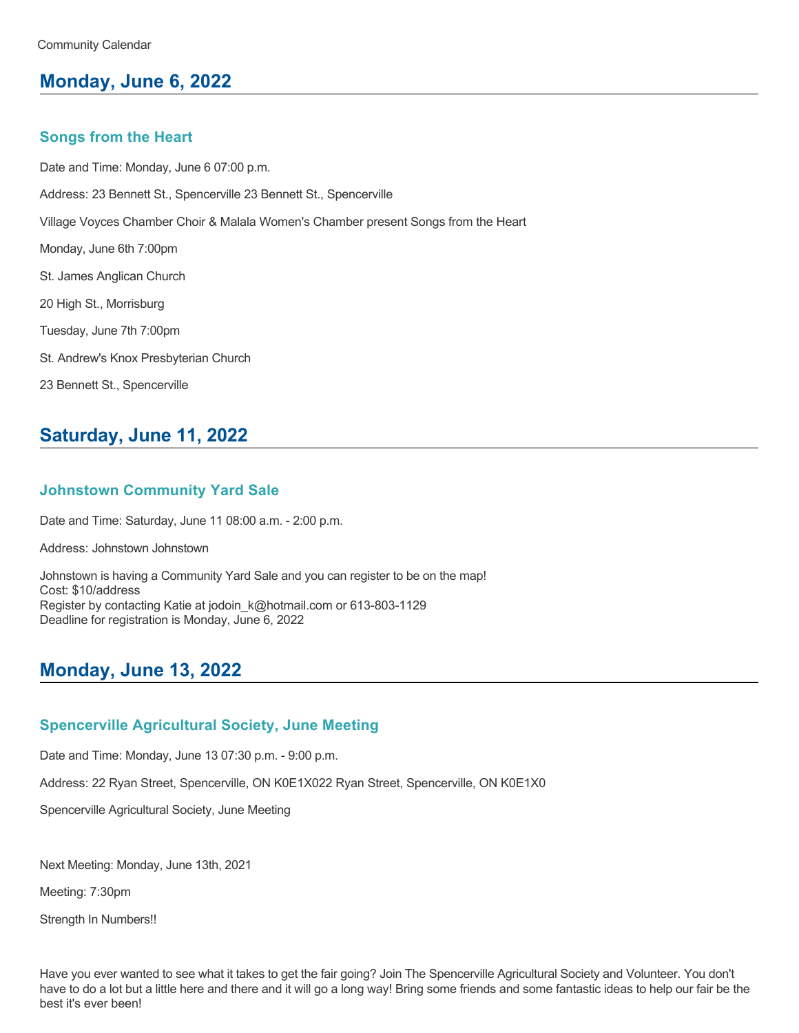Community Calendar

## Monday, June 6, 2022

### Songs from the Heart

Date and Time: Monday, June 6 07:00 p.m.

Address: 23 Bennett St., Spencerville 23 Bennett St., Spencerville

Village Voyces Chamber Choir & Malala Women's Chamber present Songs from the Heart

Monday, June 6th 7:00pm

St. James Anglican Church

20 High St., Morrisburg

Tuesday, June 7th 7:00pm

St. Andrew's Knox Presbyterian Church

23 Bennett St., Spencerville

## Saturday, June 11, 2022

### Johnstown Community Yard Sale

Date and Time: Saturday, June 11 08:00 a.m. - 2:00 p.m.

Address: Johnstown Johnstown

Johnstown is having a Community Yard Sale and you can register to be on the map!
Cost: $10/address
Register by contacting Katie at jodoin_k@hotmail.com or 613-803-1129
Deadline for registration is Monday, June 6, 2022

## Monday, June 13, 2022

### Spencerville Agricultural Society, June Meeting

Date and Time: Monday, June 13 07:30 p.m. - 9:00 p.m.

Address: 22 Ryan Street, Spencerville, ON K0E1X022 Ryan Street, Spencerville, ON K0E1X0

Spencerville Agricultural Society, June Meeting

Next Meeting: Monday, June 13th, 2021

Meeting: 7:30pm

Strength In Numbers!!

Have you ever wanted to see what it takes to get the fair going? Join The Spencerville Agricultural Society and Volunteer. You don't have to do a lot but a little here and there and it will go a long way! Bring some friends and some fantastic ideas to help our fair be the best it's ever been!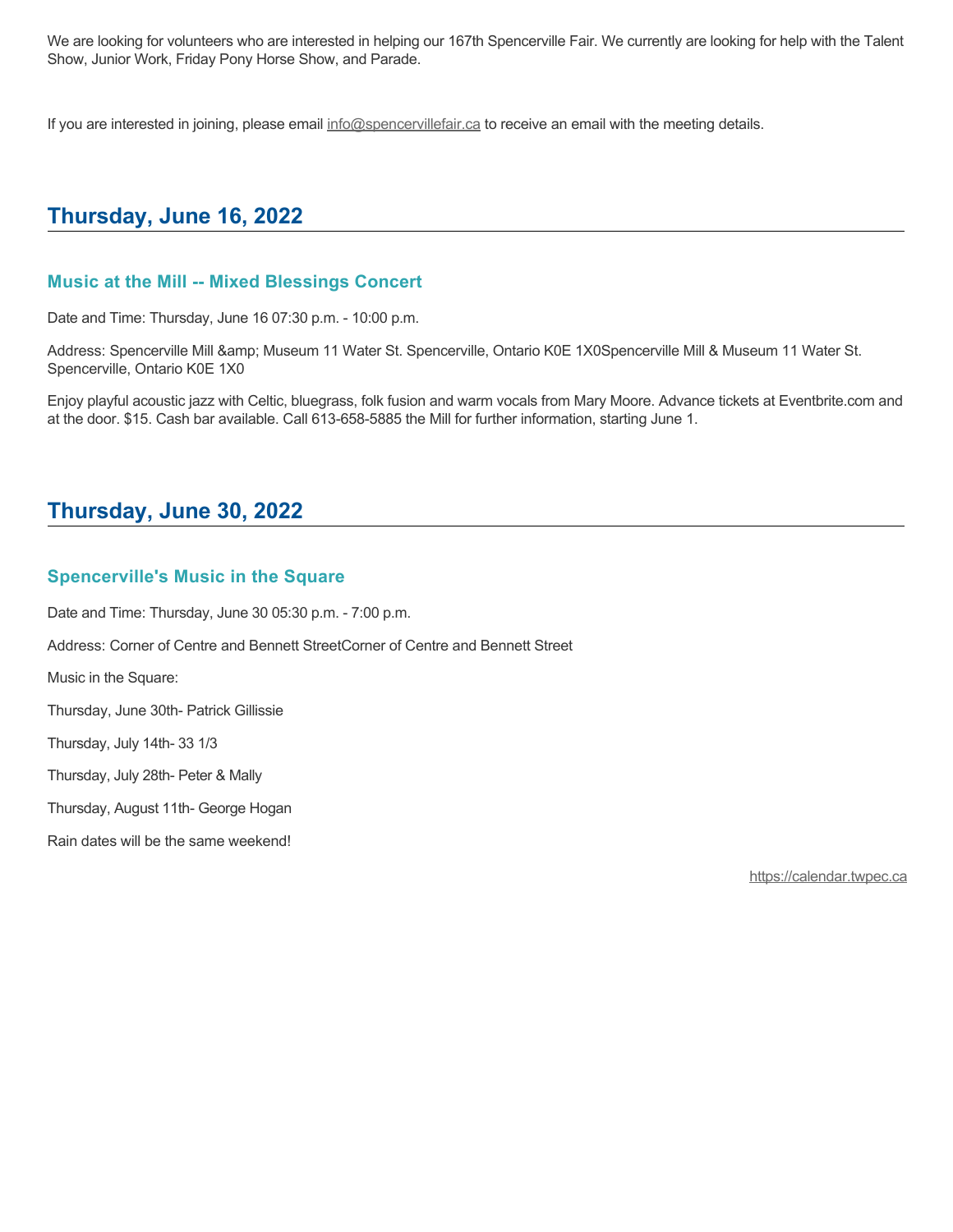We are looking for volunteers who are interested in helping our 167th Spencerville Fair. We currently are looking for help with the Talent Show, Junior Work, Friday Pony Horse Show, and Parade.

If you are interested in joining, please email [info@spencervillefair.ca](mailto:info@spencervillefair.ca) to receive an email with the meeting details.

## Thursday, June 16, 2022

### Music at the Mill -- Mixed Blessings Concert

Date and Time: Thursday, June 16 07:30 p.m. - 10:00 p.m.

Address: Spencerville Mill &amp; Museum 11 Water St. Spencerville, Ontario K0E 1X0Spencerville Mill & Museum 11 Water St. Spencerville, Ontario K0E 1X0

Enjoy playful acoustic jazz with Celtic, bluegrass, folk fusion and warm vocals from Mary Moore. Advance tickets at Eventbrite.com and at the door. $15. Cash bar available. Call 613-658-5885 the Mill for further information, starting June 1.

## Thursday, June 30, 2022

### Spencerville's Music in the Square

Date and Time: Thursday, June 30 05:30 p.m. - 7:00 p.m.

Address: Corner of Centre and Bennett StreetCorner of Centre and Bennett Street

Music in the Square:

Thursday, June 30th- Patrick Gillissie

Thursday, July 14th- 33 1/3

Thursday, July 28th- Peter & Mally

Thursday, August 11th- George Hogan

Rain dates will be the same weekend!